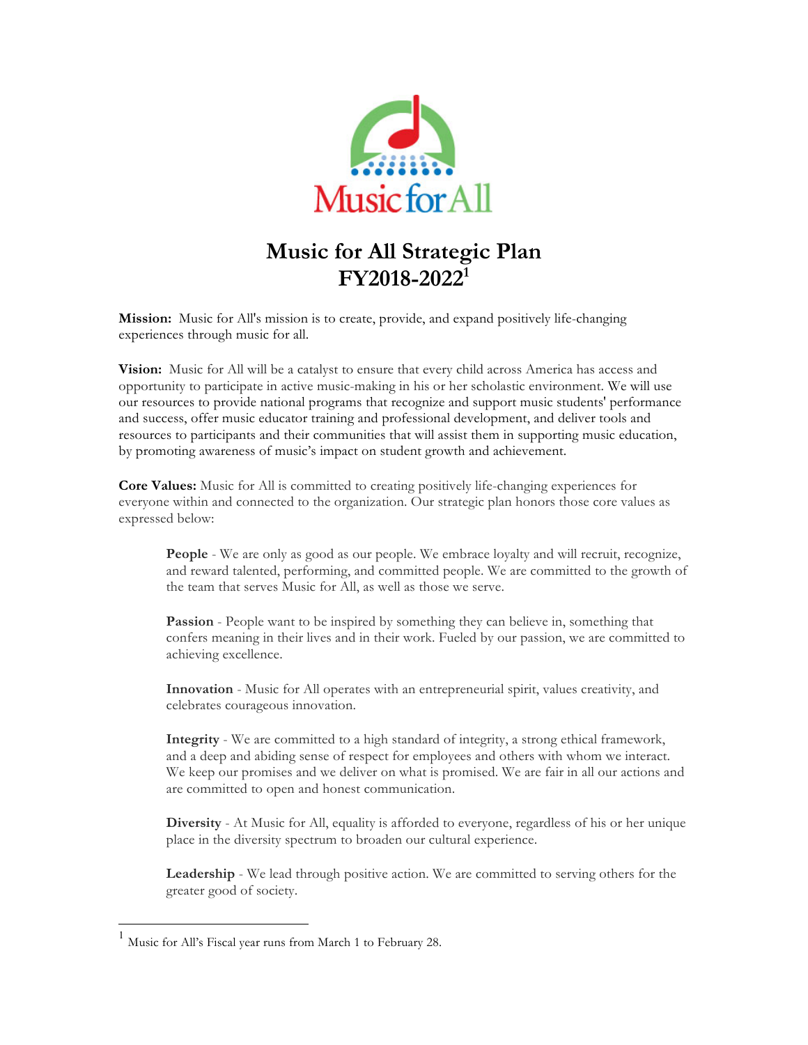# Music for All Strategic Plan FY2018-2022[1]

**Mission:** Music for All's mission is to create, provide, and expand positively life-changing experiences through music for all.

**Vision:** Music for All will be a catalyst to ensure that every child across America has access and opportunity to participate in active music-making in his or her scholastic environment. We will use our resources to provide national programs that recognize and support music students' performance and success, offer music educator training and professional development, and deliver tools and resources to participants and their communities that will assist them in supporting music education, by promoting awareness of music's impact on student growth and achievement.

**Core Values:** Music for All is committed to creating positively life-changing experiences for everyone within and connected to the organization. Our strategic plan honors those core values as expressed below:

> **People** - We are only as good as our people. We embrace loyalty and will recruit, recognize, and reward talented, performing, and committed people. We are committed to the growth of the team that serves Music for All, as well as those we serve.
>
> **Passion** - People want to be inspired by something they can believe in, something that confers meaning in their lives and in their work. Fueled by our passion, we are committed to achieving excellence.
>
> **Innovation** - Music for All operates with an entrepreneurial spirit, values creativity, and celebrates courageous innovation.
>
> **Integrity** - We are committed to a high standard of integrity, a strong ethical framework, and a deep and abiding sense of respect for employees and others with whom we interact. We keep our promises and we deliver on what is promised. We are fair in all our actions and are committed to open and honest communication.
>
> **Diversity** - At Music for All, equality is afforded to everyone, regardless of his or her unique place in the diversity spectrum to broaden our cultural experience.
>
> **Leadership** - We lead through positive action. We are committed to serving others for the greater good of society.

---

[1] Music for All's Fiscal year runs from March 1 to February 28.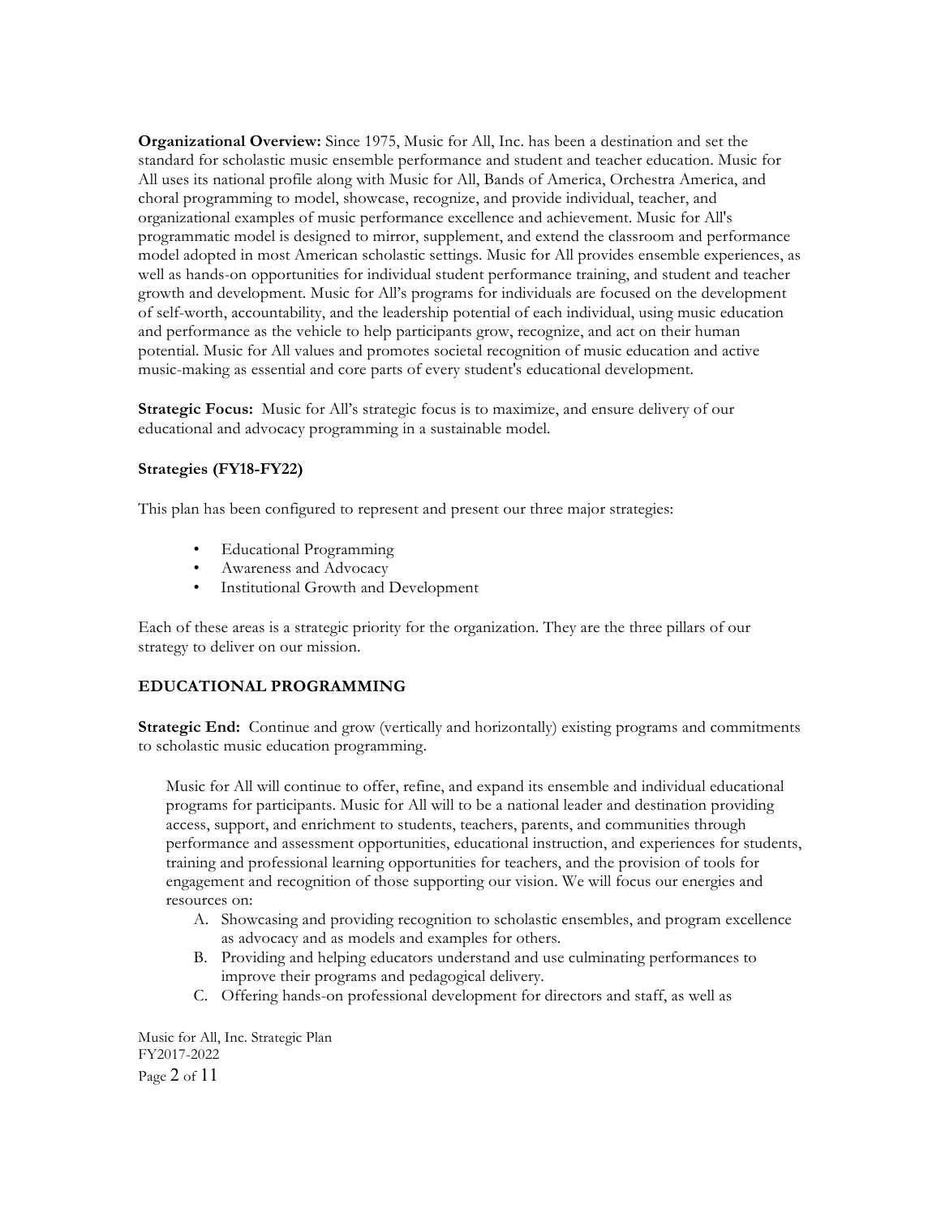**Organizational Overview:** Since 1975, Music for All, Inc. has been a destination and set the standard for scholastic music ensemble performance and student and teacher education. Music for All uses its national profile along with Music for All, Bands of America, Orchestra America, and choral programming to model, showcase, recognize, and provide individual, teacher, and organizational examples of music performance excellence and achievement. Music for All's programmatic model is designed to mirror, supplement, and extend the classroom and performance model adopted in most American scholastic settings. Music for All provides ensemble experiences, as well as hands-on opportunities for individual student performance training, and student and teacher growth and development. Music for All's programs for individuals are focused on the development of self-worth, accountability, and the leadership potential of each individual, using music education and performance as the vehicle to help participants grow, recognize, and act on their human potential. Music for All values and promotes societal recognition of music education and active music-making as essential and core parts of every student's educational development.

**Strategic Focus:** Music for All's strategic focus is to maximize, and ensure delivery of our educational and advocacy programming in a sustainable model.

**Strategies (FY18-FY22)**

This plan has been configured to represent and present our three major strategies:

- Educational Programming
- Awareness and Advocacy
- Institutional Growth and Development

Each of these areas is a strategic priority for the organization. They are the three pillars of our strategy to deliver on our mission.

## EDUCATIONAL PROGRAMMING

**Strategic End:** Continue and grow (vertically and horizontally) existing programs and commitments to scholastic music education programming.

Music for All will continue to offer, refine, and expand its ensemble and individual educational programs for participants. Music for All will to be a national leader and destination providing access, support, and enrichment to students, teachers, parents, and communities through performance and assessment opportunities, educational instruction, and experiences for students, training and professional learning opportunities for teachers, and the provision of tools for engagement and recognition of those supporting our vision. We will focus our energies and resources on:

A. Showcasing and providing recognition to scholastic ensembles, and program excellence as advocacy and as models and examples for others.
B. Providing and helping educators understand and use culminating performances to improve their programs and pedagogical delivery.
C. Offering hands-on professional development for directors and staff, as well as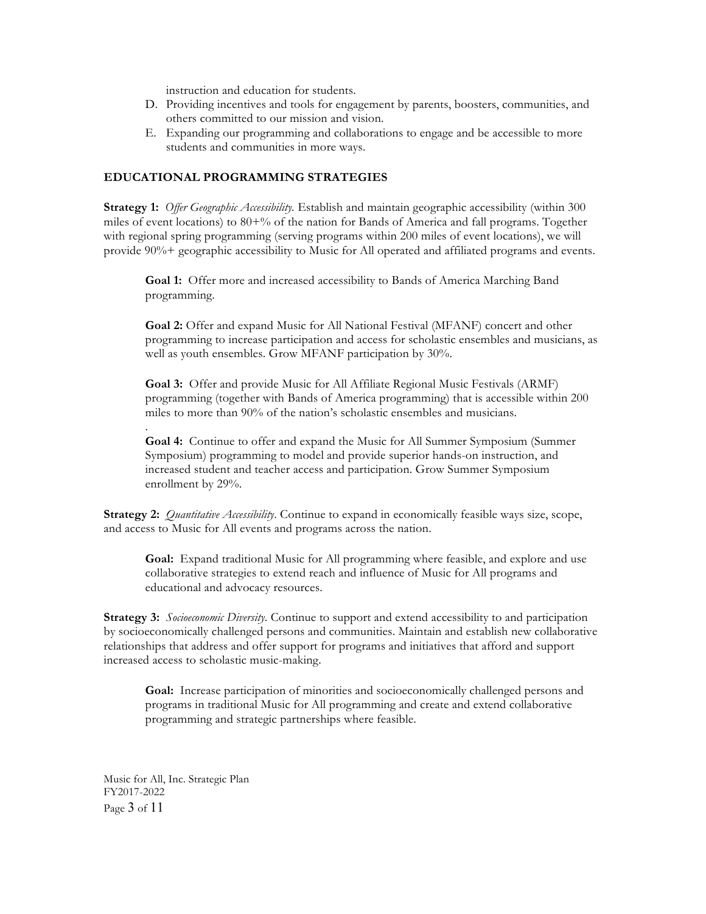instruction and education for students.

D. Providing incentives and tools for engagement by parents, boosters, communities, and others committed to our mission and vision.
E. Expanding our programming and collaborations to engage and be accessible to more students and communities in more ways.

### EDUCATIONAL PROGRAMMING STRATEGIES

**Strategy 1:** *Offer Geographic Accessibility.* Establish and maintain geographic accessibility (within 300 miles of event locations) to 80+% of the nation for Bands of America and fall programs. Together with regional spring programming (serving programs within 200 miles of event locations), we will provide 90%+ geographic accessibility to Music for All operated and affiliated programs and events.

> **Goal 1:** Offer more and increased accessibility to Bands of America Marching Band programming.
>
> **Goal 2:** Offer and expand Music for All National Festival (MFANF) concert and other programming to increase participation and access for scholastic ensembles and musicians, as well as youth ensembles. Grow MFANF participation by 30%.
>
> **Goal 3:** Offer and provide Music for All Affiliate Regional Music Festivals (ARMF) programming (together with Bands of America programming) that is accessible within 200 miles to more than 90% of the nation's scholastic ensembles and musicians.
>
> .
>
> **Goal 4:** Continue to offer and expand the Music for All Summer Symposium (Summer Symposium) programming to model and provide superior hands-on instruction, and increased student and teacher access and participation. Grow Summer Symposium enrollment by 29%.

**Strategy 2:** *Quantitative Accessibility.* Continue to expand in economically feasible ways size, scope, and access to Music for All events and programs across the nation.

> **Goal:** Expand traditional Music for All programming where feasible, and explore and use collaborative strategies to extend reach and influence of Music for All programs and educational and advocacy resources.

**Strategy 3:** *Socioeconomic Diversity.* Continue to support and extend accessibility to and participation by socioeconomically challenged persons and communities. Maintain and establish new collaborative relationships that address and offer support for programs and initiatives that afford and support increased access to scholastic music-making.

> **Goal:** Increase participation of minorities and socioeconomically challenged persons and programs in traditional Music for All programming and create and extend collaborative programming and strategic partnerships where feasible.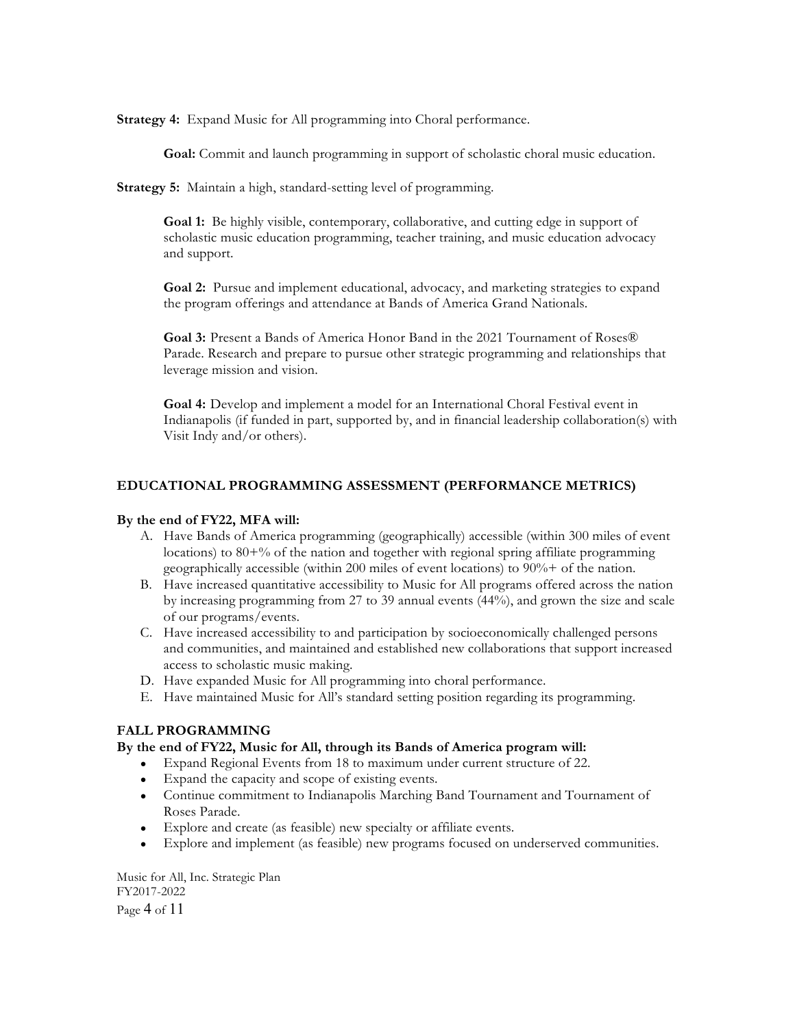**Strategy 4:** Expand Music for All programming into Choral performance.

> **Goal:** Commit and launch programming in support of scholastic choral music education.

**Strategy 5:** Maintain a high, standard-setting level of programming.

> **Goal 1:** Be highly visible, contemporary, collaborative, and cutting edge in support of scholastic music education programming, teacher training, and music education advocacy and support.
>
> **Goal 2:** Pursue and implement educational, advocacy, and marketing strategies to expand the program offerings and attendance at Bands of America Grand Nationals.
>
> **Goal 3:** Present a Bands of America Honor Band in the 2021 Tournament of Roses® Parade. Research and prepare to pursue other strategic programming and relationships that leverage mission and vision.
>
> **Goal 4:** Develop and implement a model for an International Choral Festival event in Indianapolis (if funded in part, supported by, and in financial leadership collaboration(s) with Visit Indy and/or others).

## EDUCATIONAL PROGRAMMING ASSESSMENT (PERFORMANCE METRICS)

**By the end of FY22, MFA will:**

A. Have Bands of America programming (geographically) accessible (within 300 miles of event locations) to 80+% of the nation and together with regional spring affiliate programming geographically accessible (within 200 miles of event locations) to 90%+ of the nation.
B. Have increased quantitative accessibility to Music for All programs offered across the nation by increasing programming from 27 to 39 annual events (44%), and grown the size and scale of our programs/events.
C. Have increased accessibility to and participation by socioeconomically challenged persons and communities, and maintained and established new collaborations that support increased access to scholastic music making.
D. Have expanded Music for All programming into choral performance.
E. Have maintained Music for All's standard setting position regarding its programming.

## FALL PROGRAMMING

**By the end of FY22, Music for All, through its Bands of America program will:**

- Expand Regional Events from 18 to maximum under current structure of 22.
- Expand the capacity and scope of existing events.
- Continue commitment to Indianapolis Marching Band Tournament and Tournament of Roses Parade.
- Explore and create (as feasible) new specialty or affiliate events.
- Explore and implement (as feasible) new programs focused on underserved communities.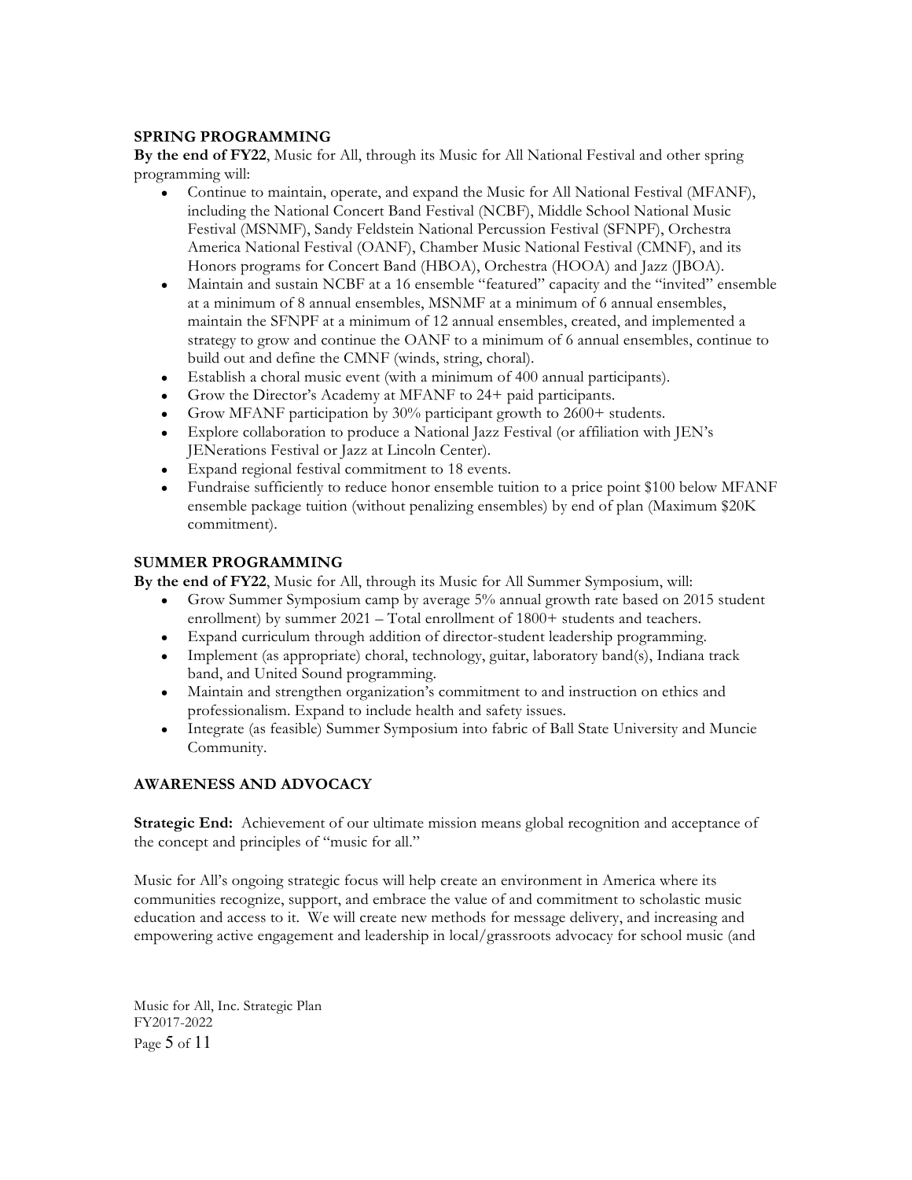**SPRING PROGRAMMING**

**By the end of FY22**, Music for All, through its Music for All National Festival and other spring programming will:

- Continue to maintain, operate, and expand the Music for All National Festival (MFANF), including the National Concert Band Festival (NCBF), Middle School National Music Festival (MSNMF), Sandy Feldstein National Percussion Festival (SFNPF), Orchestra America National Festival (OANF), Chamber Music National Festival (CMNF), and its Honors programs for Concert Band (HBOA), Orchestra (HOOA) and Jazz (JBOA).
- Maintain and sustain NCBF at a 16 ensemble "featured" capacity and the "invited" ensemble at a minimum of 8 annual ensembles, MSNMF at a minimum of 6 annual ensembles, maintain the SFNPF at a minimum of 12 annual ensembles, created, and implemented a strategy to grow and continue the OANF to a minimum of 6 annual ensembles, continue to build out and define the CMNF (winds, string, choral).
- Establish a choral music event (with a minimum of 400 annual participants).
- Grow the Director's Academy at MFANF to 24+ paid participants.
- Grow MFANF participation by 30% participant growth to 2600+ students.
- Explore collaboration to produce a National Jazz Festival (or affiliation with JEN's JENerations Festival or Jazz at Lincoln Center).
- Expand regional festival commitment to 18 events.
- Fundraise sufficiently to reduce honor ensemble tuition to a price point $100 below MFANF ensemble package tuition (without penalizing ensembles) by end of plan (Maximum $20K commitment).

**SUMMER PROGRAMMING**

**By the end of FY22**, Music for All, through its Music for All Summer Symposium, will:

- Grow Summer Symposium camp by average 5% annual growth rate based on 2015 student enrollment) by summer 2021 – Total enrollment of 1800+ students and teachers.
- Expand curriculum through addition of director-student leadership programming.
- Implement (as appropriate) choral, technology, guitar, laboratory band(s), Indiana track band, and United Sound programming.
- Maintain and strengthen organization's commitment to and instruction on ethics and professionalism. Expand to include health and safety issues.
- Integrate (as feasible) Summer Symposium into fabric of Ball State University and Muncie Community.

**AWARENESS AND ADVOCACY**

**Strategic End:** Achievement of our ultimate mission means global recognition and acceptance of the concept and principles of "music for all."

Music for All's ongoing strategic focus will help create an environment in America where its communities recognize, support, and embrace the value of and commitment to scholastic music education and access to it. We will create new methods for message delivery, and increasing and empowering active engagement and leadership in local/grassroots advocacy for school music (and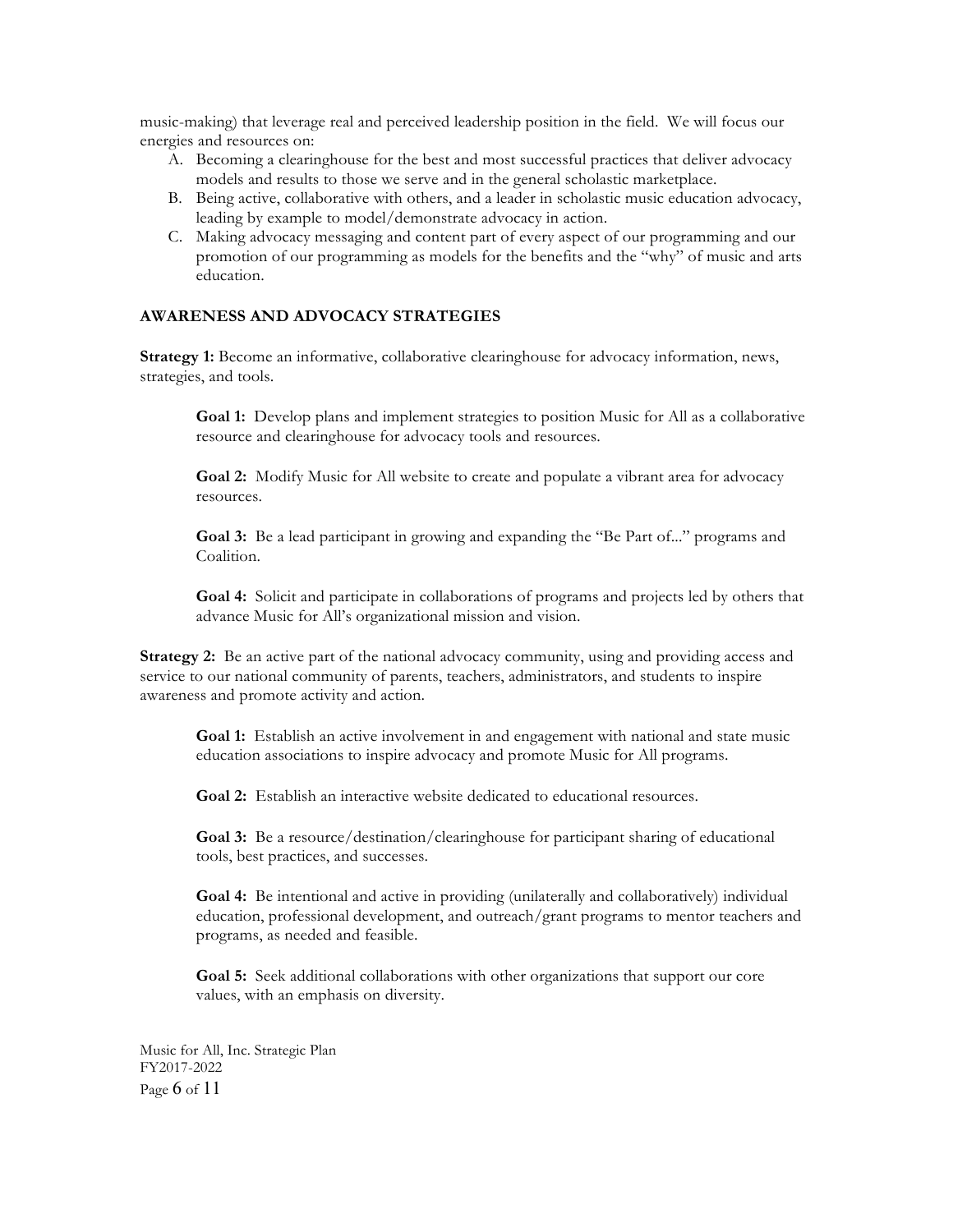music-making) that leverage real and perceived leadership position in the field. We will focus our energies and resources on:

A. Becoming a clearinghouse for the best and most successful practices that deliver advocacy models and results to those we serve and in the general scholastic marketplace.
B. Being active, collaborative with others, and a leader in scholastic music education advocacy, leading by example to model/demonstrate advocacy in action.
C. Making advocacy messaging and content part of every aspect of our programming and our promotion of our programming as models for the benefits and the "why" of music and arts education.

**AWARENESS AND ADVOCACY STRATEGIES**

**Strategy 1:** Become an informative, collaborative clearinghouse for advocacy information, news, strategies, and tools.

> **Goal 1:** Develop plans and implement strategies to position Music for All as a collaborative resource and clearinghouse for advocacy tools and resources.
>
> **Goal 2:** Modify Music for All website to create and populate a vibrant area for advocacy resources.
>
> **Goal 3:** Be a lead participant in growing and expanding the "Be Part of..." programs and Coalition.
>
> **Goal 4:** Solicit and participate in collaborations of programs and projects led by others that advance Music for All's organizational mission and vision.

**Strategy 2:** Be an active part of the national advocacy community, using and providing access and service to our national community of parents, teachers, administrators, and students to inspire awareness and promote activity and action.

> **Goal 1:** Establish an active involvement in and engagement with national and state music education associations to inspire advocacy and promote Music for All programs.
>
> **Goal 2:** Establish an interactive website dedicated to educational resources.
>
> **Goal 3:** Be a resource/destination/clearinghouse for participant sharing of educational tools, best practices, and successes.
>
> **Goal 4:** Be intentional and active in providing (unilaterally and collaboratively) individual education, professional development, and outreach/grant programs to mentor teachers and programs, as needed and feasible.
>
> **Goal 5:** Seek additional collaborations with other organizations that support our core values, with an emphasis on diversity.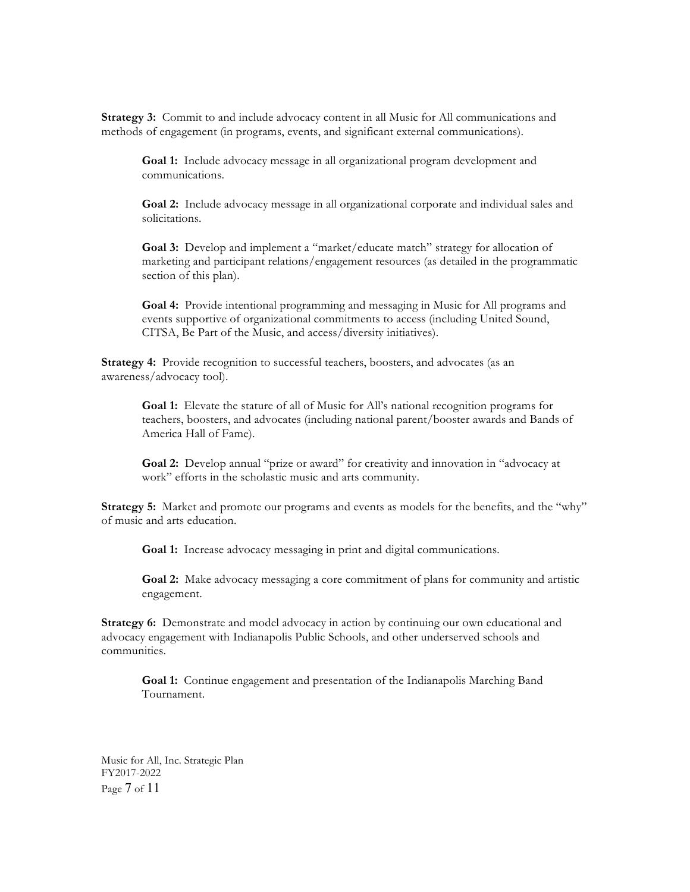**Strategy 3:** Commit to and include advocacy content in all Music for All communications and methods of engagement (in programs, events, and significant external communications).

> **Goal 1:** Include advocacy message in all organizational program development and communications.
>
> **Goal 2:** Include advocacy message in all organizational corporate and individual sales and solicitations.
>
> **Goal 3:** Develop and implement a "market/educate match" strategy for allocation of marketing and participant relations/engagement resources (as detailed in the programmatic section of this plan).
>
> **Goal 4:** Provide intentional programming and messaging in Music for All programs and events supportive of organizational commitments to access (including United Sound, CITSA, Be Part of the Music, and access/diversity initiatives).

**Strategy 4:** Provide recognition to successful teachers, boosters, and advocates (as an awareness/advocacy tool).

> **Goal 1:** Elevate the stature of all of Music for All's national recognition programs for teachers, boosters, and advocates (including national parent/booster awards and Bands of America Hall of Fame).
>
> **Goal 2:** Develop annual "prize or award" for creativity and innovation in "advocacy at work" efforts in the scholastic music and arts community.

**Strategy 5:** Market and promote our programs and events as models for the benefits, and the "why" of music and arts education.

> **Goal 1:** Increase advocacy messaging in print and digital communications.
>
> **Goal 2:** Make advocacy messaging a core commitment of plans for community and artistic engagement.

**Strategy 6:** Demonstrate and model advocacy in action by continuing our own educational and advocacy engagement with Indianapolis Public Schools, and other underserved schools and communities.

> **Goal 1:** Continue engagement and presentation of the Indianapolis Marching Band Tournament.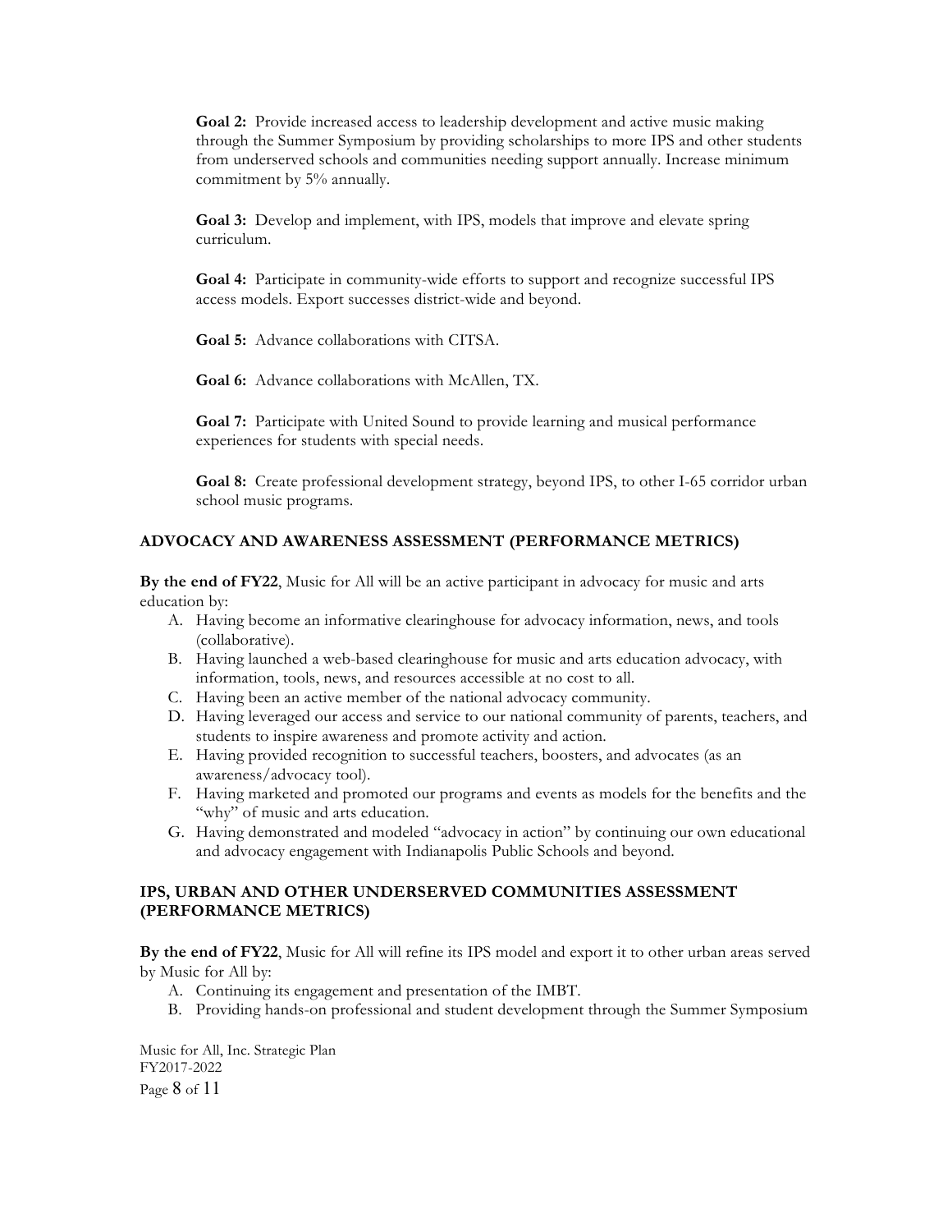**Goal 2:** Provide increased access to leadership development and active music making through the Summer Symposium by providing scholarships to more IPS and other students from underserved schools and communities needing support annually. Increase minimum commitment by 5% annually.

**Goal 3:** Develop and implement, with IPS, models that improve and elevate spring curriculum.

**Goal 4:** Participate in community-wide efforts to support and recognize successful IPS access models. Export successes district-wide and beyond.

**Goal 5:** Advance collaborations with CITSA.

**Goal 6:** Advance collaborations with McAllen, TX.

**Goal 7:** Participate with United Sound to provide learning and musical performance experiences for students with special needs.

**Goal 8:** Create professional development strategy, beyond IPS, to other I-65 corridor urban school music programs.

### ADVOCACY AND AWARENESS ASSESSMENT (PERFORMANCE METRICS)

**By the end of FY22**, Music for All will be an active participant in advocacy for music and arts education by:

A. Having become an informative clearinghouse for advocacy information, news, and tools (collaborative).
B. Having launched a web-based clearinghouse for music and arts education advocacy, with information, tools, news, and resources accessible at no cost to all.
C. Having been an active member of the national advocacy community.
D. Having leveraged our access and service to our national community of parents, teachers, and students to inspire awareness and promote activity and action.
E. Having provided recognition to successful teachers, boosters, and advocates (as an awareness/advocacy tool).
F. Having marketed and promoted our programs and events as models for the benefits and the "why" of music and arts education.
G. Having demonstrated and modeled "advocacy in action" by continuing our own educational and advocacy engagement with Indianapolis Public Schools and beyond.

### IPS, URBAN AND OTHER UNDERSERVED COMMUNITIES ASSESSMENT (PERFORMANCE METRICS)

**By the end of FY22**, Music for All will refine its IPS model and export it to other urban areas served by Music for All by:

A. Continuing its engagement and presentation of the IMBT.
B. Providing hands-on professional and student development through the Summer Symposium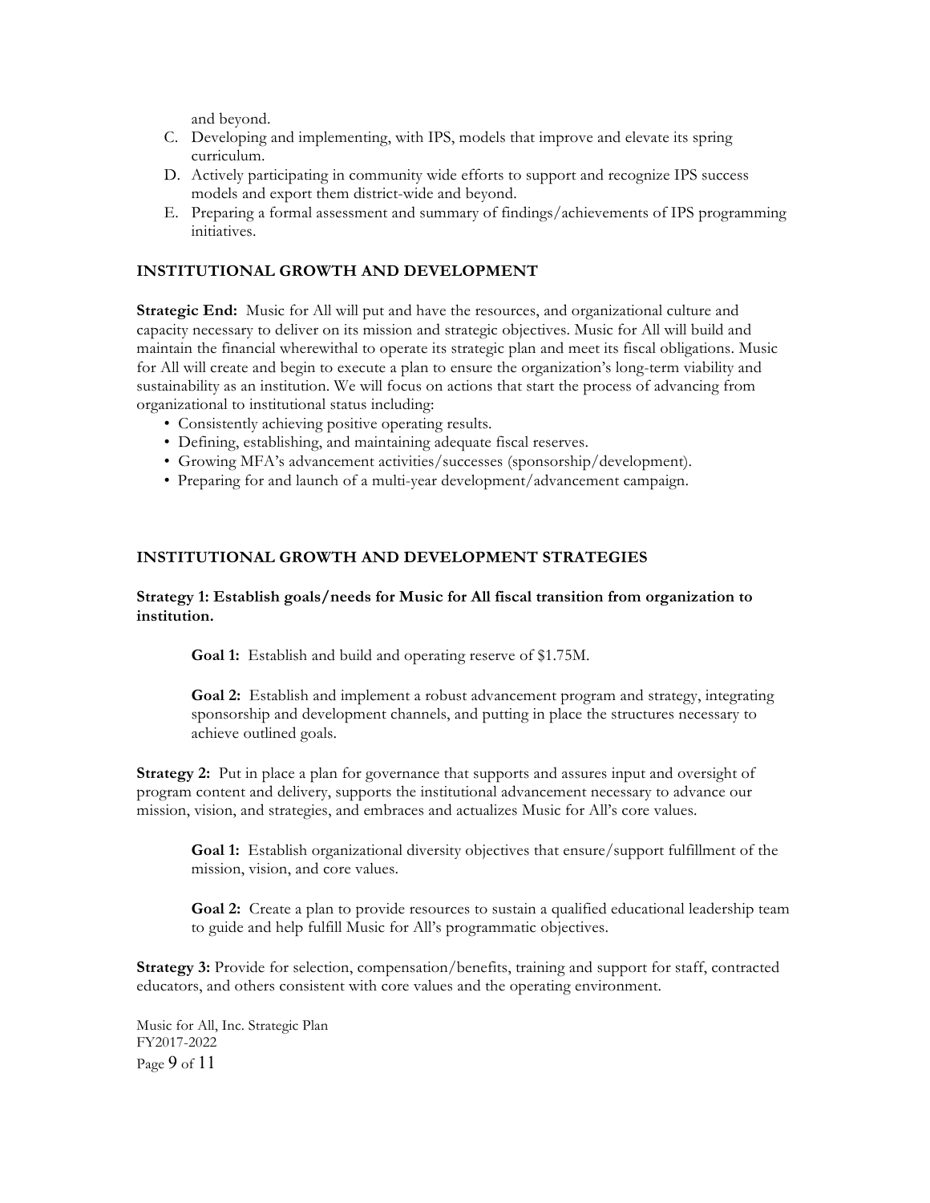and beyond.

C. Developing and implementing, with IPS, models that improve and elevate its spring curriculum.
D. Actively participating in community wide efforts to support and recognize IPS success models and export them district-wide and beyond.
E. Preparing a formal assessment and summary of findings/achievements of IPS programming initiatives.

### INSTITUTIONAL GROWTH AND DEVELOPMENT

**Strategic End:** Music for All will put and have the resources, and organizational culture and capacity necessary to deliver on its mission and strategic objectives. Music for All will build and maintain the financial wherewithal to operate its strategic plan and meet its fiscal obligations. Music for All will create and begin to execute a plan to ensure the organization's long-term viability and sustainability as an institution. We will focus on actions that start the process of advancing from organizational to institutional status including:

- Consistently achieving positive operating results.
- Defining, establishing, and maintaining adequate fiscal reserves.
- Growing MFA's advancement activities/successes (sponsorship/development).
- Preparing for and launch of a multi-year development/advancement campaign.

### INSTITUTIONAL GROWTH AND DEVELOPMENT STRATEGIES

**Strategy 1: Establish goals/needs for Music for All fiscal transition from organization to institution.**

**Goal 1:** Establish and build and operating reserve of $1.75M.

**Goal 2:** Establish and implement a robust advancement program and strategy, integrating sponsorship and development channels, and putting in place the structures necessary to achieve outlined goals.

**Strategy 2:** Put in place a plan for governance that supports and assures input and oversight of program content and delivery, supports the institutional advancement necessary to advance our mission, vision, and strategies, and embraces and actualizes Music for All's core values.

**Goal 1:** Establish organizational diversity objectives that ensure/support fulfillment of the mission, vision, and core values.

**Goal 2:** Create a plan to provide resources to sustain a qualified educational leadership team to guide and help fulfill Music for All's programmatic objectives.

**Strategy 3:** Provide for selection, compensation/benefits, training and support for staff, contracted educators, and others consistent with core values and the operating environment.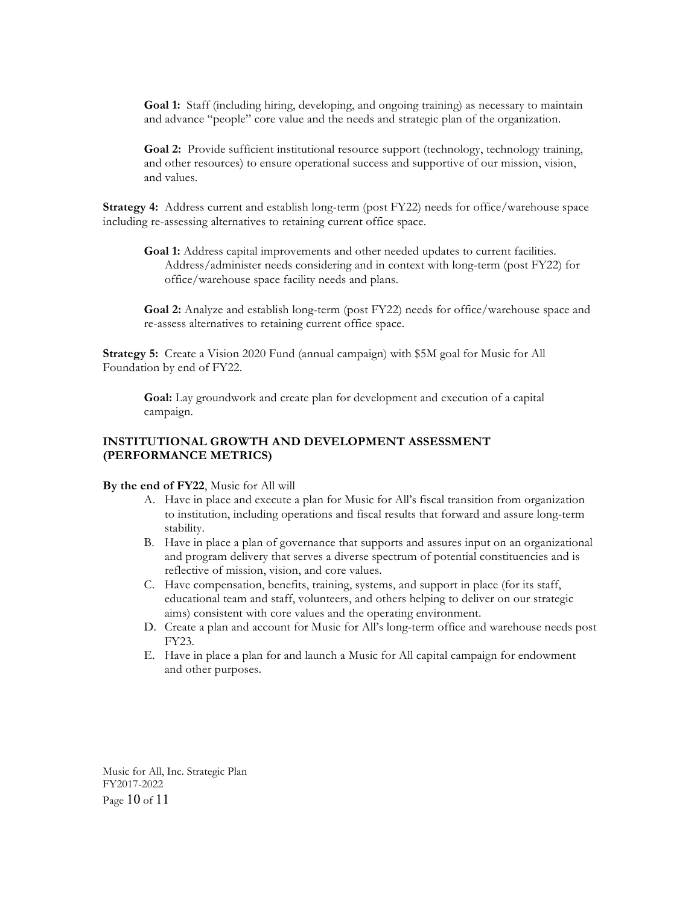**Goal 1:** Staff (including hiring, developing, and ongoing training) as necessary to maintain and advance "people" core value and the needs and strategic plan of the organization.

**Goal 2:** Provide sufficient institutional resource support (technology, technology training, and other resources) to ensure operational success and supportive of our mission, vision, and values.

**Strategy 4:** Address current and establish long-term (post FY22) needs for office/warehouse space including re-assessing alternatives to retaining current office space.

**Goal 1:** Address capital improvements and other needed updates to current facilities. Address/administer needs considering and in context with long-term (post FY22) for office/warehouse space facility needs and plans.

**Goal 2:** Analyze and establish long-term (post FY22) needs for office/warehouse space and re-assess alternatives to retaining current office space.

**Strategy 5:** Create a Vision 2020 Fund (annual campaign) with $5M goal for Music for All Foundation by end of FY22.

**Goal:** Lay groundwork and create plan for development and execution of a capital campaign.

### INSTITUTIONAL GROWTH AND DEVELOPMENT ASSESSMENT (PERFORMANCE METRICS)

**By the end of FY22**, Music for All will

A. Have in place and execute a plan for Music for All's fiscal transition from organization to institution, including operations and fiscal results that forward and assure long-term stability.
B. Have in place a plan of governance that supports and assures input on an organizational and program delivery that serves a diverse spectrum of potential constituencies and is reflective of mission, vision, and core values.
C. Have compensation, benefits, training, systems, and support in place (for its staff, educational team and staff, volunteers, and others helping to deliver on our strategic aims) consistent with core values and the operating environment.
D. Create a plan and account for Music for All's long-term office and warehouse needs post FY23.
E. Have in place a plan for and launch a Music for All capital campaign for endowment and other purposes.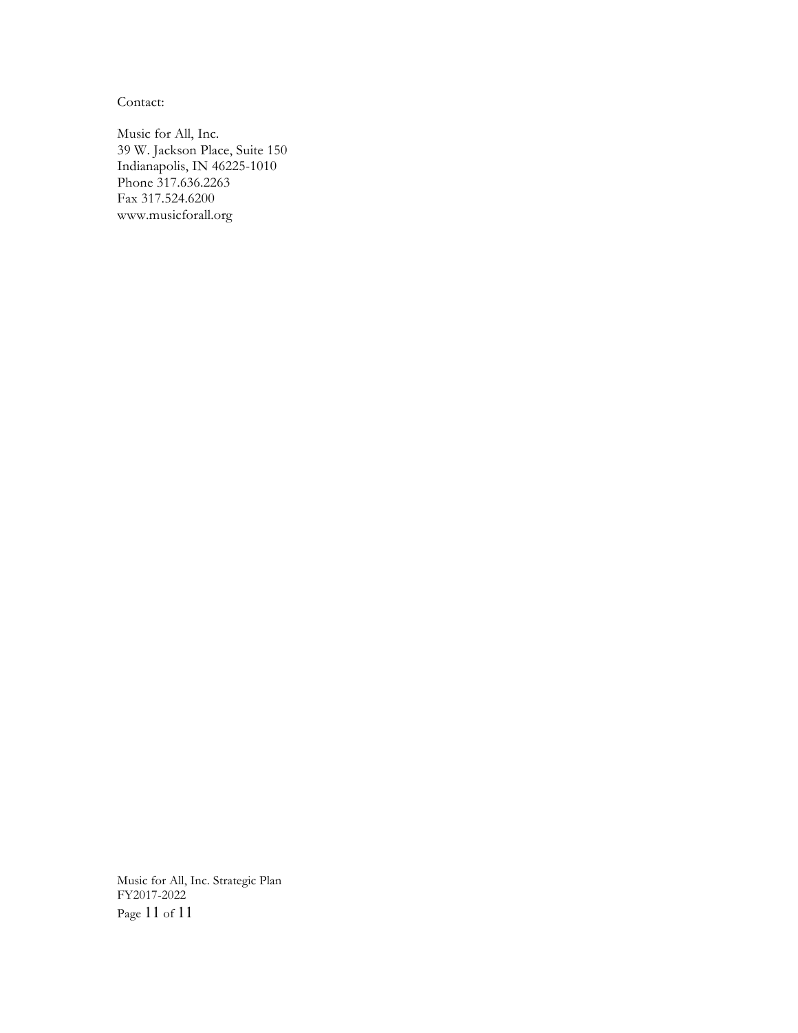Contact:

Music for All, Inc.
39 W. Jackson Place, Suite 150
Indianapolis, IN 46225-1010
Phone 317.636.2263
Fax 317.524.6200
www.musicforall.org